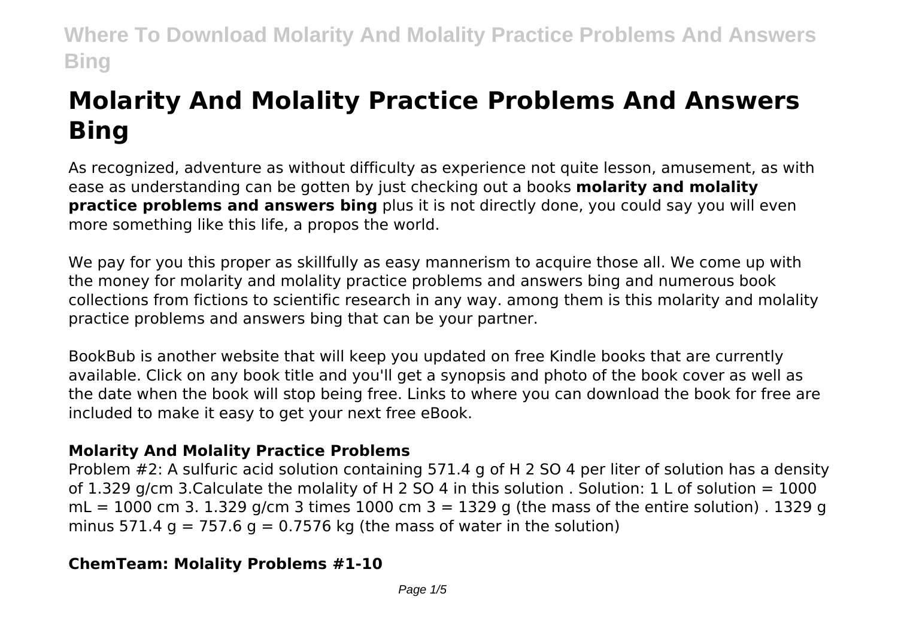# Molarity And Molality Practice Problems And Answers Bing

As recognized, adventure as without difficulty as experience not quite lesson, amusement, as with ease as understanding can be gotten by just checking out a books **molarity and molality practice problems and answers bing** plus it is not directly done, you could say you will even more something like this life, a propos the world.

We pay for you this proper as skillfully as easy mannerism to acquire those all. We come up with the money for molarity and molality practice problems and answers bing and numerous book collections from fictions to scientific research in any way. among them is this molarity and molality practice problems and answers bing that can be your partner.

BookBub is another website that will keep you updated on free Kindle books that are currently available. Click on any book title and you'll get a synopsis and photo of the book cover as well as the date when the book will stop being free. Links to where you can download the book for free are included to make it easy to get your next free eBook.

### Molarity And Molality Practice Problems

Problem #2: A sulfuric acid solution containing 571.4 g of $H_2SO_4$ per liter of solution has a density of 1.329 g/$cm^3$.Calculate the molality of $H_2SO_4$ in this solution . Solution: 1 L of solution = 1000 mL = 1000 $cm^3$. 1.329 g/$cm^3$ times 1000 $cm^3$ = 1329 g (the mass of the entire solution) . 1329 g minus 571.4 g = 757.6 g = 0.7576 kg (the mass of water in the solution)

### ChemTeam: Molality Problems #1-10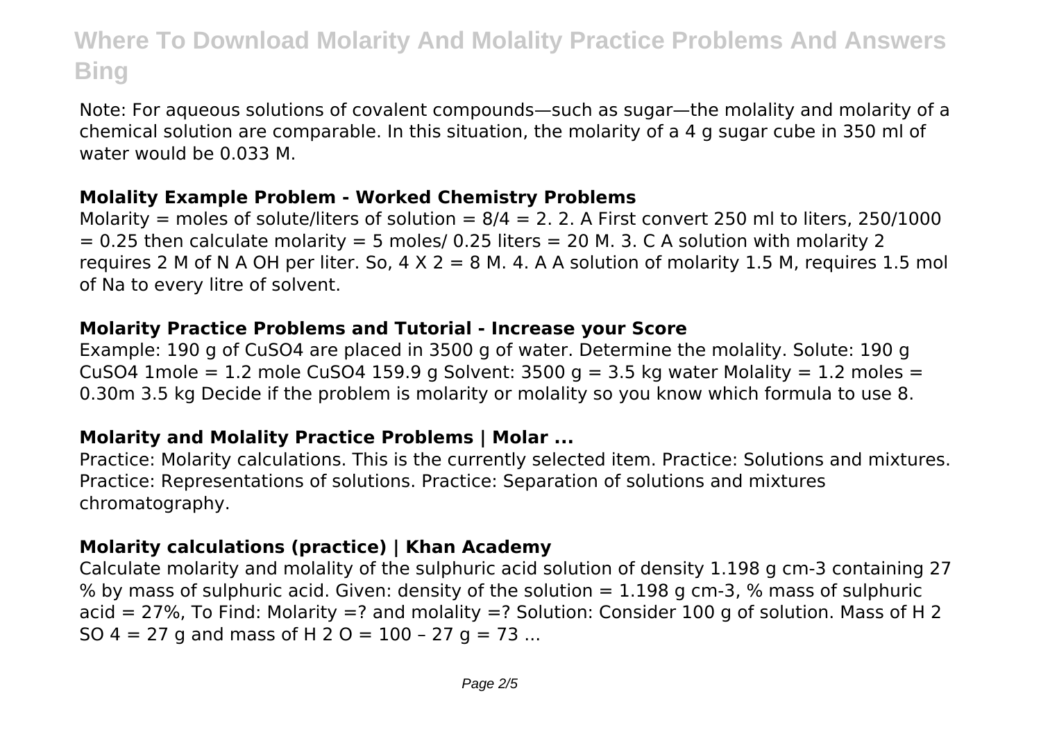Note: For aqueous solutions of covalent compounds—such as sugar—the molality and molarity of a chemical solution are comparable. In this situation, the molarity of a 4 g sugar cube in 350 ml of water would be 0.033 M.

### Molality Example Problem - Worked Chemistry Problems

Molarity = moles of solute/liters of solution = 8/4 = 2. 2. A First convert 250 ml to liters, 250/1000 = 0.25 then calculate molarity = 5 moles/ 0.25 liters = 20 M. 3. C A solution with molarity 2 requires 2 M of N A OH per liter. So, 4 X 2 = 8 M. 4. A A solution of molarity 1.5 M, requires 1.5 mol of Na to every litre of solvent.

### Molarity Practice Problems and Tutorial - Increase your Score

Example: 190 g of $CuSO_4$ are placed in 3500 g of water. Determine the molality. Solute: 190 g $CuSO_4$ 1mole = 1.2 mole $CuSO_4$ 159.9 g Solvent: 3500 g = 3.5 kg water Molality = 1.2 moles = 0.30m 3.5 kg Decide if the problem is molarity or molality so you know which formula to use 8.

### Molarity and Molality Practice Problems | Molar ...

Practice: Molarity calculations. This is the currently selected item. Practice: Solutions and mixtures. Practice: Representations of solutions. Practice: Separation of solutions and mixtures chromatography.

### Molarity calculations (practice) | Khan Academy

Calculate molarity and molality of the sulphuric acid solution of density 1.198 g $cm^{-3}$ containing 27 % by mass of sulphuric acid. Given: density of the solution = 1.198 g $cm^{-3}$, % mass of sulphuric acid = 27%, To Find: Molarity =? and molality =? Solution: Consider 100 g of solution. Mass of $H_2SO_4$ = 27 g and mass of $H_2O$ = 100 – 27 g = 73 ...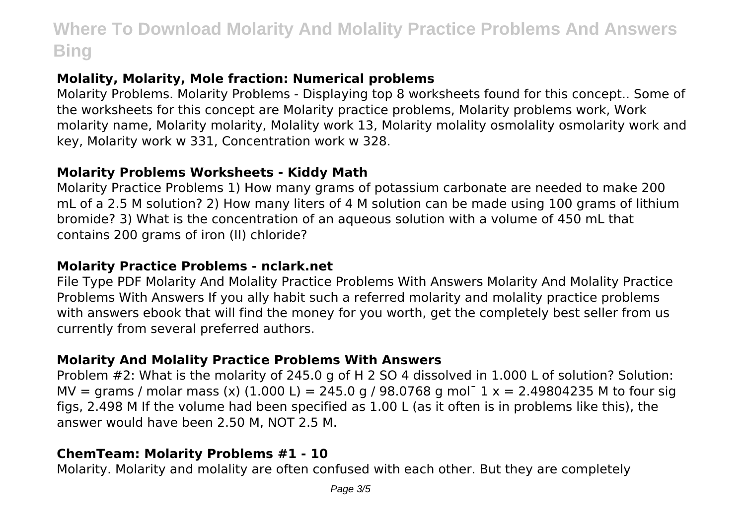### Molality, Molarity, Mole fraction: Numerical problems

Molarity Problems. Molarity Problems - Displaying top 8 worksheets found for this concept.. Some of the worksheets for this concept are Molarity practice problems, Molarity problems work, Work molarity name, Molarity molarity, Molality work 13, Molarity molality osmolality osmolarity work and key, Molarity work w 331, Concentration work w 328.

### Molarity Problems Worksheets - Kiddy Math

Molarity Practice Problems 1) How many grams of potassium carbonate are needed to make 200 mL of a 2.5 M solution? 2) How many liters of 4 M solution can be made using 100 grams of lithium bromide? 3) What is the concentration of an aqueous solution with a volume of 450 mL that contains 200 grams of iron (II) chloride?

### Molarity Practice Problems - nclark.net

File Type PDF Molarity And Molality Practice Problems With Answers Molarity And Molality Practice Problems With Answers If you ally habit such a referred molarity and molality practice problems with answers ebook that will find the money for you worth, get the completely best seller from us currently from several preferred authors.

### Molarity And Molality Practice Problems With Answers

Problem #2: What is the molarity of 245.0 g of $H_2SO_4$ dissolved in 1.000 L of solution? Solution: MV = grams / molar mass (x) (1.000 L) = 245.0 g / 98.0768 g $mol^{-1}$ x = 2.49804235 M to four sig figs, 2.498 M If the volume had been specified as 1.00 L (as it often is in problems like this), the answer would have been 2.50 M, NOT 2.5 M.

### ChemTeam: Molarity Problems #1 - 10

Molarity. Molarity and molality are often confused with each other. But they are completely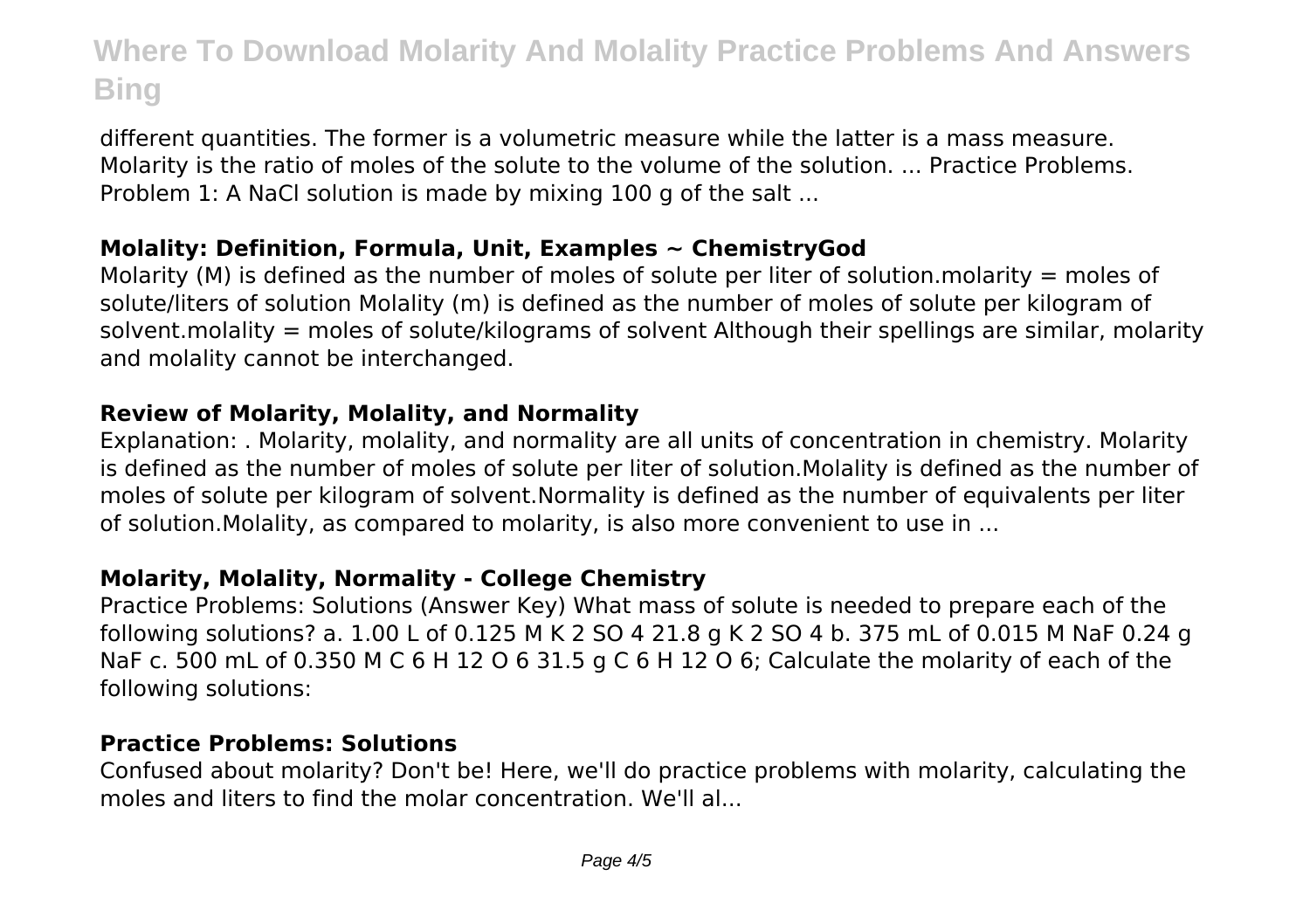different quantities. The former is a volumetric measure while the latter is a mass measure. Molarity is the ratio of moles of the solute to the volume of the solution. ... Practice Problems. Problem 1: A NaCl solution is made by mixing 100 g of the salt ...

### **Molality: Definition, Formula, Unit, Examples ~ ChemistryGod**

Molarity (M) is defined as the number of moles of solute per liter of solution.molarity = moles of solute/liters of solution Molality (m) is defined as the number of moles of solute per kilogram of solvent.molality = moles of solute/kilograms of solvent Although their spellings are similar, molarity and molality cannot be interchanged.

### **Review of Molarity, Molality, and Normality**

Explanation: . Molarity, molality, and normality are all units of concentration in chemistry. Molarity is defined as the number of moles of solute per liter of solution.Molality is defined as the number of moles of solute per kilogram of solvent.Normality is defined as the number of equivalents per liter of solution.Molality, as compared to molarity, is also more convenient to use in ...

### **Molarity, Molality, Normality - College Chemistry**

Practice Problems: Solutions (Answer Key) What mass of solute is needed to prepare each of the following solutions? a. 1.00 L of 0.125 M $K_2SO_4$ 21.8 g $K_2SO_4$ b. 375 mL of 0.015 M NaF 0.24 g NaF c. 500 mL of 0.350 M $C_6H_{12}O_6$ 31.5 g $C_6H_{12}O_6$; Calculate the molarity of each of the following solutions:

### **Practice Problems: Solutions**

Confused about molarity? Don't be! Here, we'll do practice problems with molarity, calculating the moles and liters to find the molar concentration. We'll al...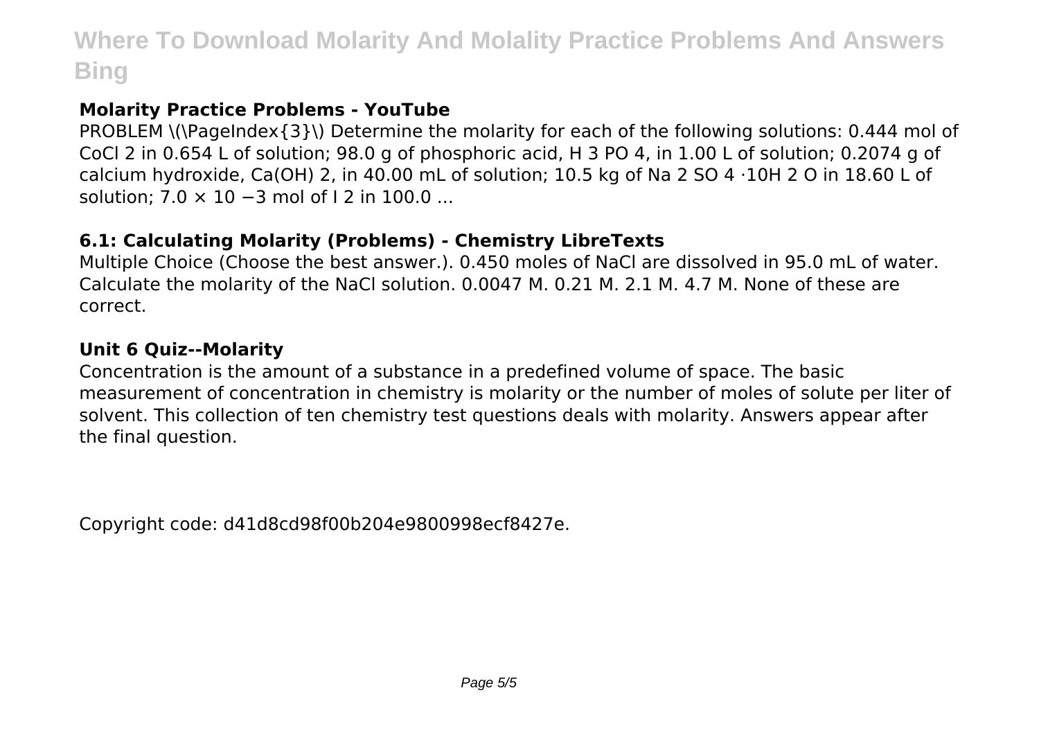**Molarity Practice Problems - YouTube**

PROBLEM \(\PageIndex{3}\) Determine the molarity for each of the following solutions: 0.444 mol of $CoCl_2$ in 0.654 L of solution; 98.0 g of phosphoric acid, $H_3PO_4$, in 1.00 L of solution; 0.2074 g of calcium hydroxide, $Ca(OH)_2$, in 40.00 mL of solution; 10.5 kg of $Na_2SO_4 \cdot 10H_2O$ in 18.60 L of solution; $7.0 \times 10^{-3}$ mol of $I_2$ in 100.0 ...

**6.1: Calculating Molarity (Problems) - Chemistry LibreTexts**

Multiple Choice (Choose the best answer.). 0.450 moles of NaCl are dissolved in 95.0 mL of water. Calculate the molarity of the NaCl solution. 0.0047 M. 0.21 M. 2.1 M. 4.7 M. None of these are correct.

**Unit 6 Quiz--Molarity**

Concentration is the amount of a substance in a predefined volume of space. The basic measurement of concentration in chemistry is molarity or the number of moles of solute per liter of solvent. This collection of ten chemistry test questions deals with molarity. Answers appear after the final question.

Copyright code: d41d8cd98f00b204e9800998ecf8427e.